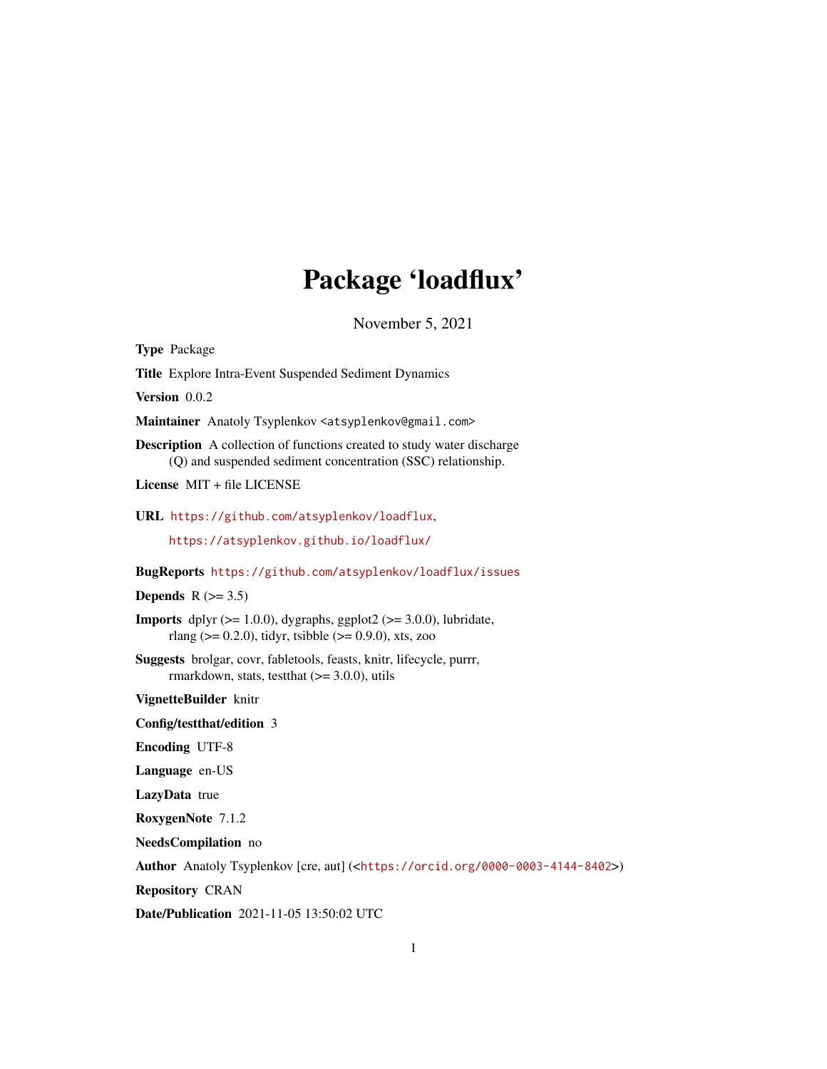# Package 'loadflux'

November 5, 2021

**Type** Package

**Title** Explore Intra-Event Suspended Sediment Dynamics

**Version** 0.0.2

**Maintainer** Anatoly Tsyplenkov <atsyplenkov@gmail.com>

**Description** A collection of functions created to study water discharge (Q) and suspended sediment concentration (SSC) relationship.

**License** MIT + file LICENSE

**URL** https://github.com/atsyplenkov/loadflux, https://atsyplenkov.github.io/loadflux/

**BugReports** https://github.com/atsyplenkov/loadflux/issues

**Depends** R (>= 3.5)

**Imports** dplyr (>= 1.0.0), dygraphs, ggplot2 (>= 3.0.0), lubridate, rlang (>= 0.2.0), tidyr, tsibble (>= 0.9.0), xts, zoo

**Suggests** brolgar, covr, fabletools, feasts, knitr, lifecycle, purrr, rmarkdown, stats, testthat (>= 3.0.0), utils

**VignetteBuilder** knitr

**Config/testthat/edition** 3

**Encoding** UTF-8

**Language** en-US

**LazyData** true

**RoxygenNote** 7.1.2

**NeedsCompilation** no

**Author** Anatoly Tsyplenkov [cre, aut] (<https://orcid.org/0000-0003-4144-8402>)

**Repository** CRAN

**Date/Publication** 2021-11-05 13:50:02 UTC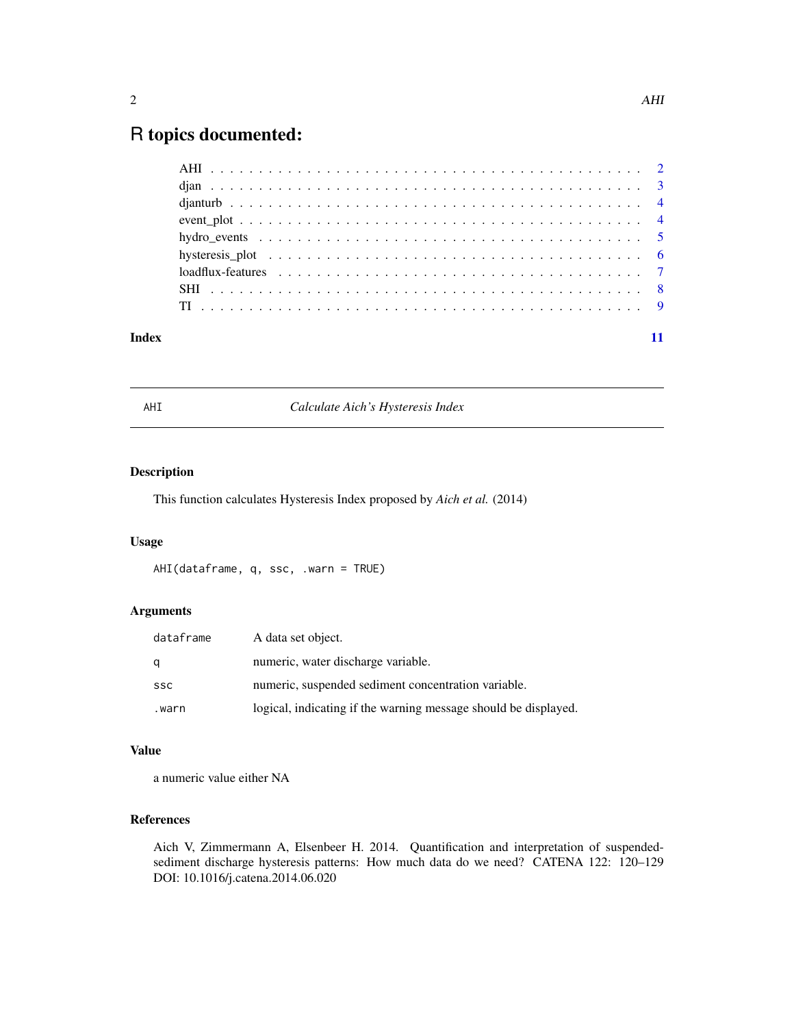# R topics documented:

| | |
|---|---|
| AHI | 2 |
| djan | 3 |
| djanturb | 4 |
| event_plot | 4 |
| hydro_events | 5 |
| hysteresis_plot | 6 |
| loadflux-features | 7 |
| SHI | 8 |
| TI | 9 |
| **Index** | **11** |

---

## AHI — *Calculate Aich's Hysteresis Index*

### Description

This function calculates Hysteresis Index proposed by *Aich et al.* (2014)

### Usage

```
AHI(dataframe, q, ssc, .warn = TRUE)
```

### Arguments

| | |
|---|---|
| `dataframe` | A data set object. |
| `q` | numeric, water discharge variable. |
| `ssc` | numeric, suspended sediment concentration variable. |
| `.warn` | logical, indicating if the warning message should be displayed. |

### Value

a numeric value either NA

### References

Aich V, Zimmermann A, Elsenbeer H. 2014. Quantification and interpretation of suspended-sediment discharge hysteresis patterns: How much data do we need? CATENA 122: 120–129 DOI: 10.1016/j.catena.2014.06.020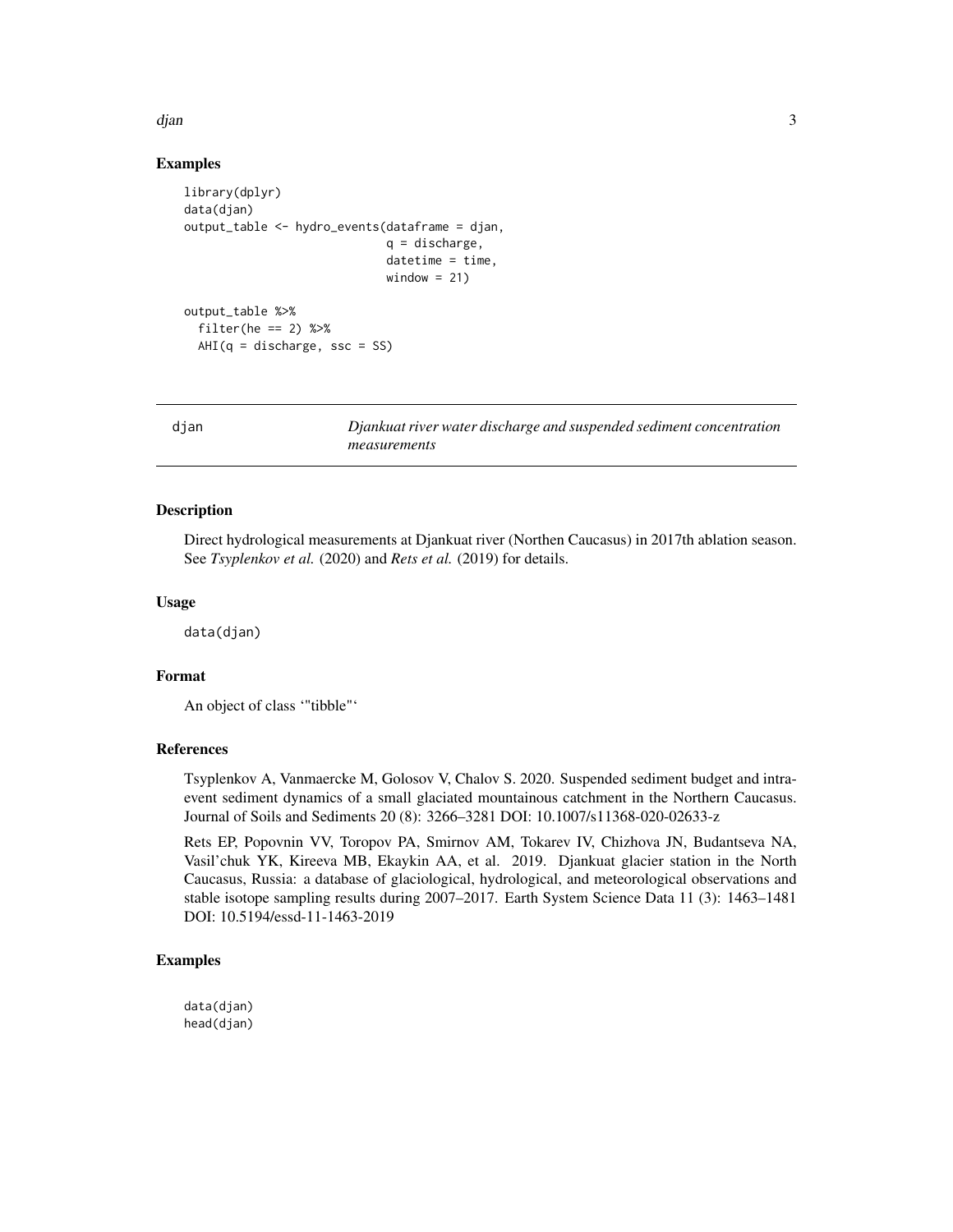## Examples

```
library(dplyr)
data(djan)
output_table <- hydro_events(dataframe = djan,
                             q = discharge,
                             datetime = time,
                             window = 21)

output_table %>%
  filter(he == 2) %>%
  AHI(q = discharge, ssc = SS)
```

---

djan — *Djankuat river water discharge and suspended sediment concentration measurements*

---

## Description

Direct hydrological measurements at Djankuat river (Northen Caucasus) in 2017th ablation season. See *Tsyplenkov et al.* (2020) and *Rets et al.* (2019) for details.

## Usage

```
data(djan)
```

## Format

An object of class '"tibble"'

## References

Tsyplenkov A, Vanmaercke M, Golosov V, Chalov S. 2020. Suspended sediment budget and intra-event sediment dynamics of a small glaciated mountainous catchment in the Northern Caucasus. Journal of Soils and Sediments 20 (8): 3266–3281 DOI: 10.1007/s11368-020-02633-z

Rets EP, Popovnin VV, Toropov PA, Smirnov AM, Tokarev IV, Chizhova JN, Budantseva NA, Vasil'chuk YK, Kireeva MB, Ekaykin AA, et al. 2019. Djankuat glacier station in the North Caucasus, Russia: a database of glaciological, hydrological, and meteorological observations and stable isotope sampling results during 2007–2017. Earth System Science Data 11 (3): 1463–1481 DOI: 10.5194/essd-11-1463-2019

## Examples

```
data(djan)
head(djan)
```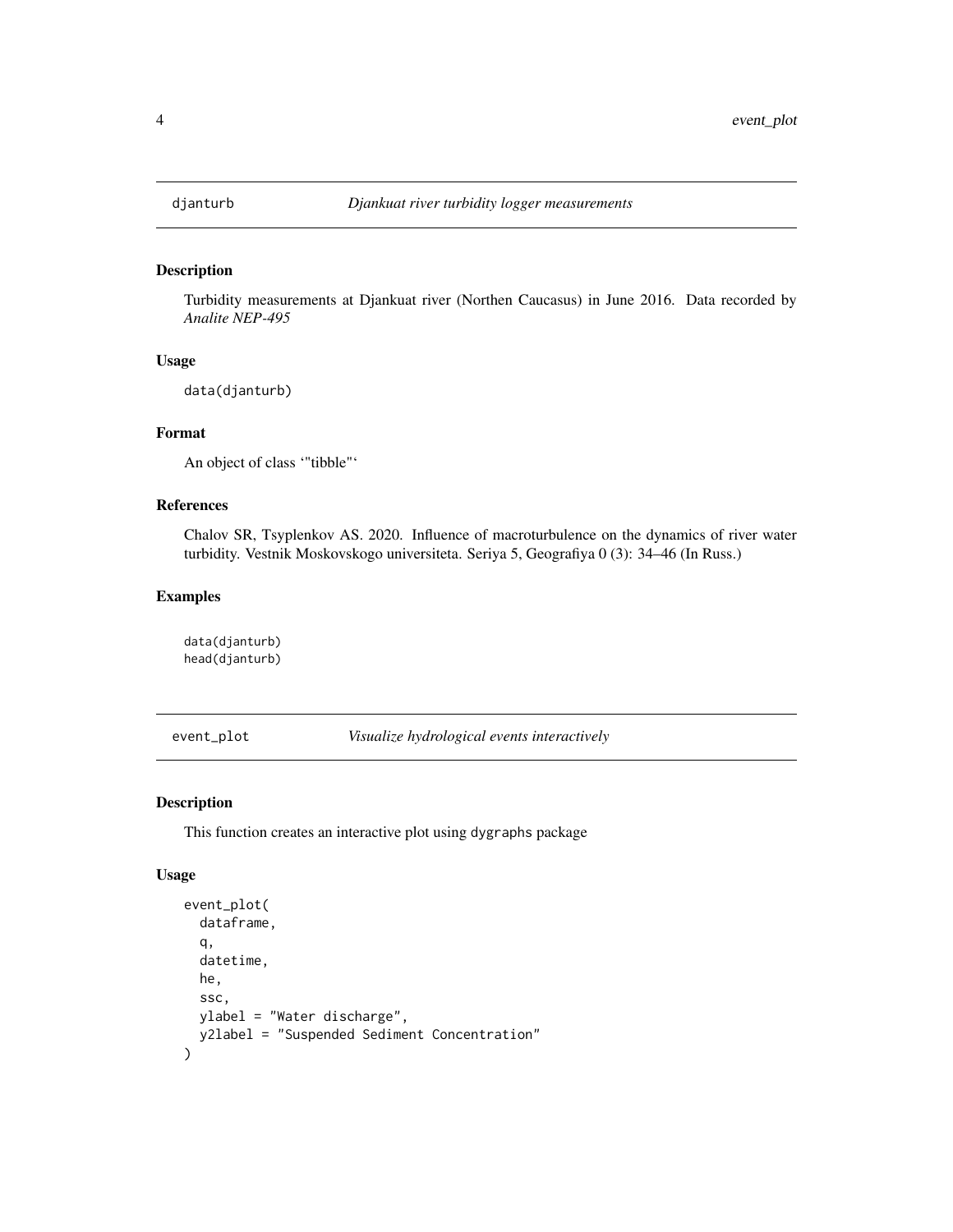## djanturb — *Djankuat river turbidity logger measurements*

### Description

Turbidity measurements at Djankuat river (Northen Caucasus) in June 2016. Data recorded by *Analite NEP-495*

### Usage

```
data(djanturb)
```

### Format

An object of class '"tibble"'

### References

Chalov SR, Tsyplenkov AS. 2020. Influence of macroturbulence on the dynamics of river water turbidity. Vestnik Moskovskogo universiteta. Seriya 5, Geografiya 0 (3): 34–46 (In Russ.)

### Examples

```
data(djanturb)
head(djanturb)
```

## event_plot — *Visualize hydrological events interactively*

### Description

This function creates an interactive plot using dygraphs package

### Usage

```
event_plot(
  dataframe,
  q,
  datetime,
  he,
  ssc,
  ylabel = "Water discharge",
  y2label = "Suspended Sediment Concentration"
)
```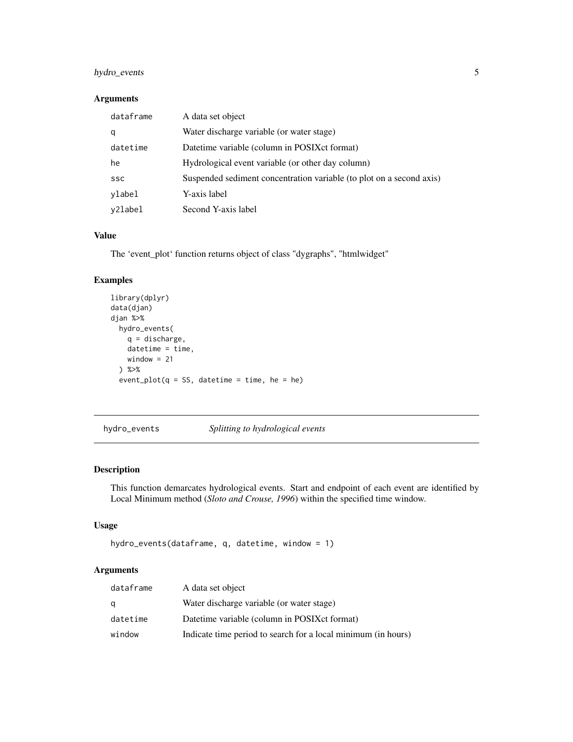### Arguments

| | |
|---|---|
| `dataframe` | A data set object |
| `q` | Water discharge variable (or water stage) |
| `datetime` | Datetime variable (column in POSIXct format) |
| `he` | Hydrological event variable (or other day column) |
| `ssc` | Suspended sediment concentration variable (to plot on a second axis) |
| `ylabel` | Y-axis label |
| `y2label` | Second Y-axis label |

### Value

The 'event_plot' function returns object of class "dygraphs", "htmlwidget"

### Examples

```
library(dplyr)
data(djan)
djan %>%
  hydro_events(
    q = discharge,
    datetime = time,
    window = 21
  ) %>%
  event_plot(q = SS, datetime = time, he = he)
```

---

## hydro_events    *Splitting to hydrological events*

---

### Description

This function demarcates hydrological events. Start and endpoint of each event are identified by Local Minimum method (*Sloto and Crouse, 1996*) within the specified time window.

### Usage

```
hydro_events(dataframe, q, datetime, window = 1)
```

### Arguments

| | |
|---|---|
| `dataframe` | A data set object |
| `q` | Water discharge variable (or water stage) |
| `datetime` | Datetime variable (column in POSIXct format) |
| `window` | Indicate time period to search for a local minimum (in hours) |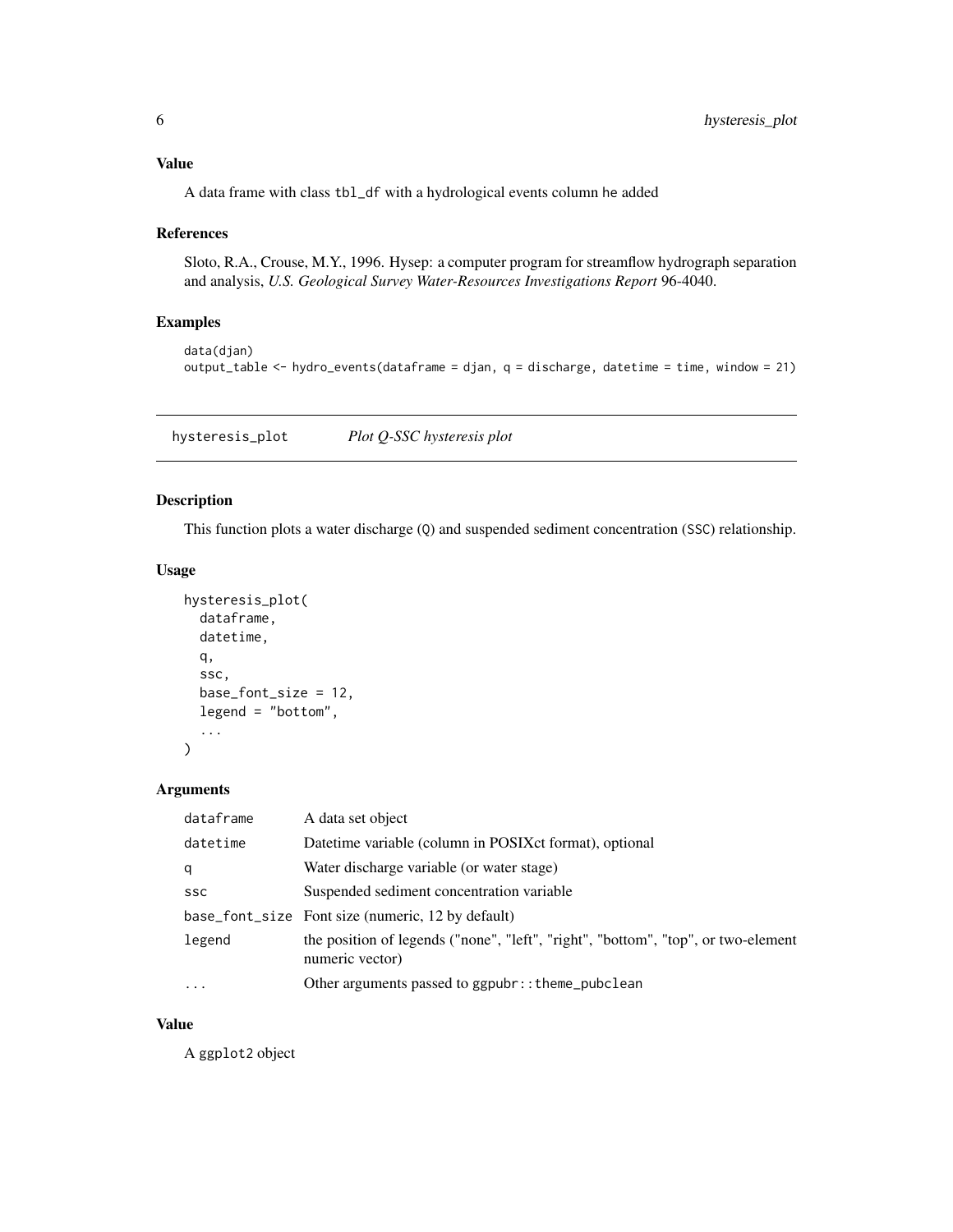### Value

A data frame with class `tbl_df` with a hydrological events column he added

### References

Sloto, R.A., Crouse, M.Y., 1996. Hysep: a computer program for streamflow hydrograph separation and analysis, *U.S. Geological Survey Water-Resources Investigations Report* 96-4040.

### Examples

```
data(djan)
output_table <- hydro_events(dataframe = djan, q = discharge, datetime = time, window = 21)
```

---

## hysteresis_plot — *Plot Q-SSC hysteresis plot*

---

### Description

This function plots a water discharge (`Q`) and suspended sediment concentration (`SSC`) relationship.

### Usage

```
hysteresis_plot(
  dataframe,
  datetime,
  q,
  ssc,
  base_font_size = 12,
  legend = "bottom",
  ...
)
```

### Arguments

| | |
|---|---|
| `dataframe` | A data set object |
| `datetime` | Datetime variable (column in POSIXct format), optional |
| `q` | Water discharge variable (or water stage) |
| `ssc` | Suspended sediment concentration variable |
| `base_font_size` | Font size (numeric, 12 by default) |
| `legend` | the position of legends ("none", "left", "right", "bottom", "top", or two-element numeric vector) |
| `...` | Other arguments passed to `ggpubr::theme_pubclean` |

### Value

A `ggplot2` object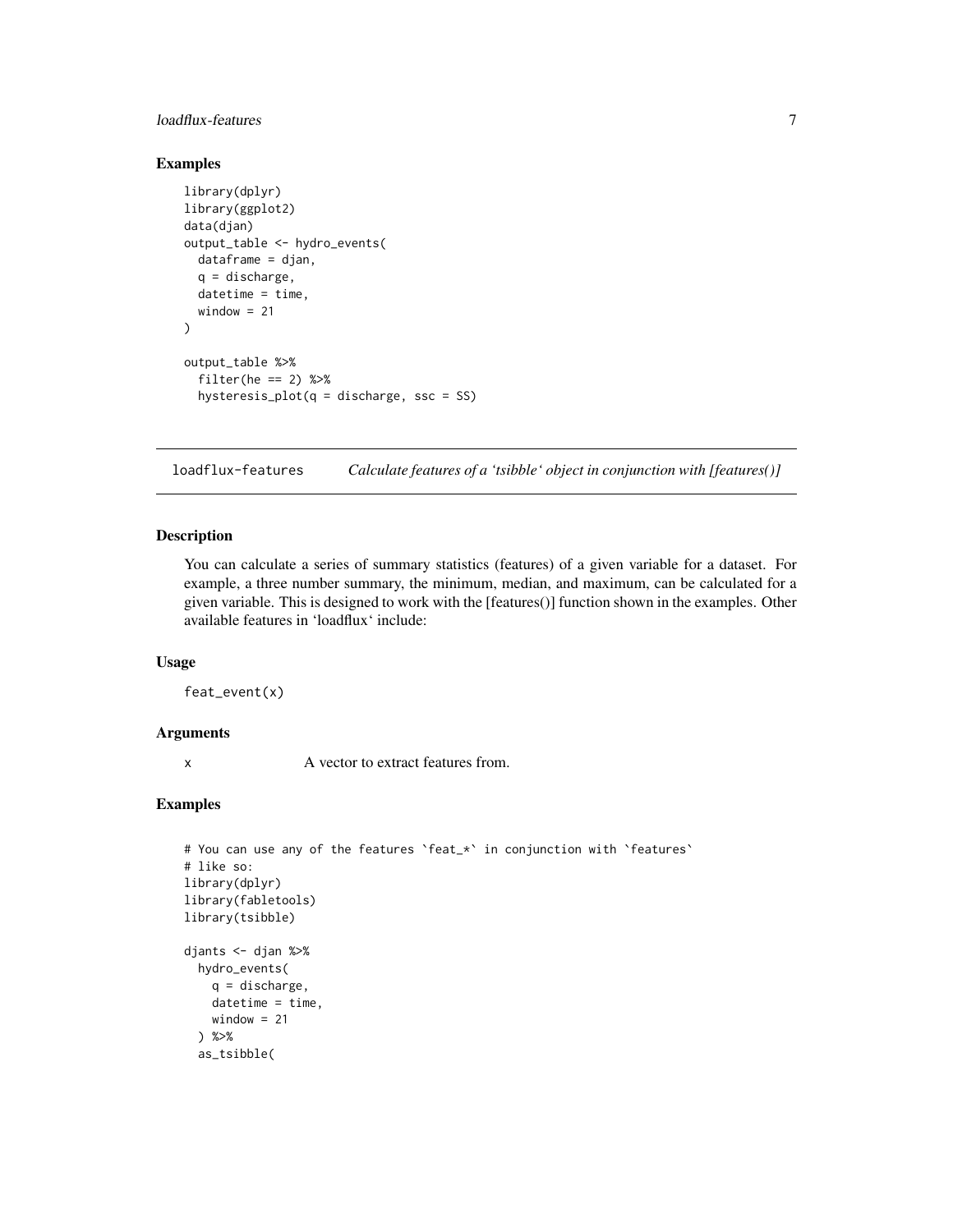### Examples

```
library(dplyr)
library(ggplot2)
data(djan)
output_table <- hydro_events(
  dataframe = djan,
  q = discharge,
  datetime = time,
  window = 21
)

output_table %>%
  filter(he == 2) %>%
  hysteresis_plot(q = discharge, ssc = SS)
```

---

## loadflux-features — *Calculate features of a 'tsibble' object in conjunction with [features()]*

### Description

You can calculate a series of summary statistics (features) of a given variable for a dataset. For example, a three number summary, the minimum, median, and maximum, can be calculated for a given variable. This is designed to work with the [features()] function shown in the examples. Other available features in 'loadflux' include:

### Usage

```
feat_event(x)
```

### Arguments

| | |
|---|---|
| x | A vector to extract features from. |

### Examples

```
# You can use any of the features `feat_*` in conjunction with `features`
# like so:
library(dplyr)
library(fabletools)
library(tsibble)

djants <- djan %>%
  hydro_events(
    q = discharge,
    datetime = time,
    window = 21
  ) %>%
  as_tsibble(
```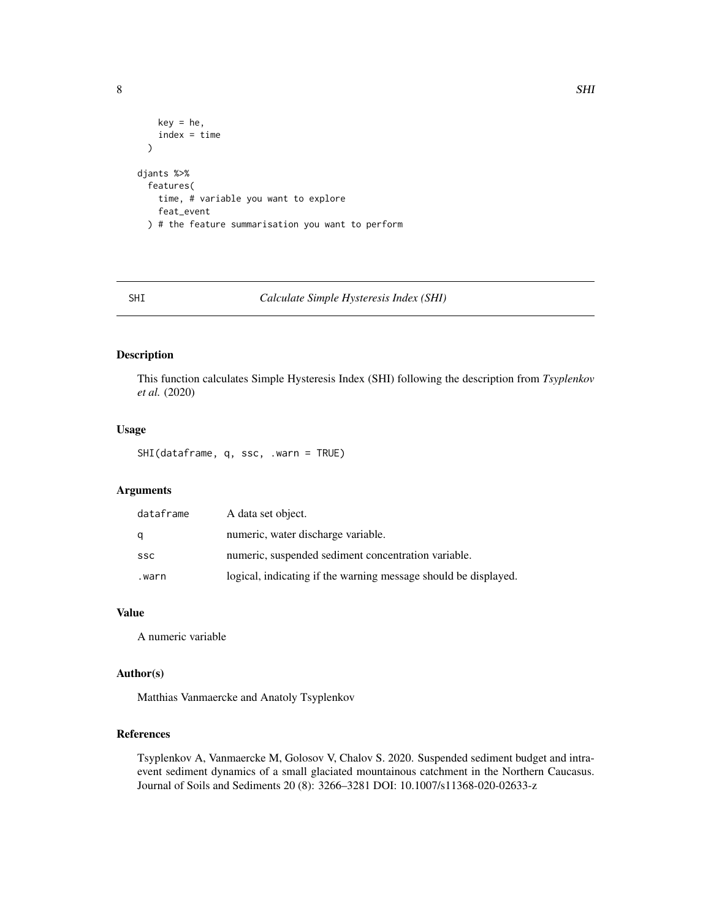```
    key = he,
    index = time
  )

djants %>%
  features(
    time, # variable you want to explore
    feat_event
  ) # the feature summarisation you want to perform
```

## SHI — *Calculate Simple Hysteresis Index (SHI)*

### Description

This function calculates Simple Hysteresis Index (SHI) following the description from *Tsyplenkov et al.* (2020)

### Usage

```
SHI(dataframe, q, ssc, .warn = TRUE)
```

### Arguments

| | |
|---|---|
| dataframe | A data set object. |
| q | numeric, water discharge variable. |
| ssc | numeric, suspended sediment concentration variable. |
| .warn | logical, indicating if the warning message should be displayed. |

### Value

A numeric variable

### Author(s)

Matthias Vanmaercke and Anatoly Tsyplenkov

### References

Tsyplenkov A, Vanmaercke M, Golosov V, Chalov S. 2020. Suspended sediment budget and intra-event sediment dynamics of a small glaciated mountainous catchment in the Northern Caucasus. Journal of Soils and Sediments 20 (8): 3266–3281 DOI: 10.1007/s11368-020-02633-z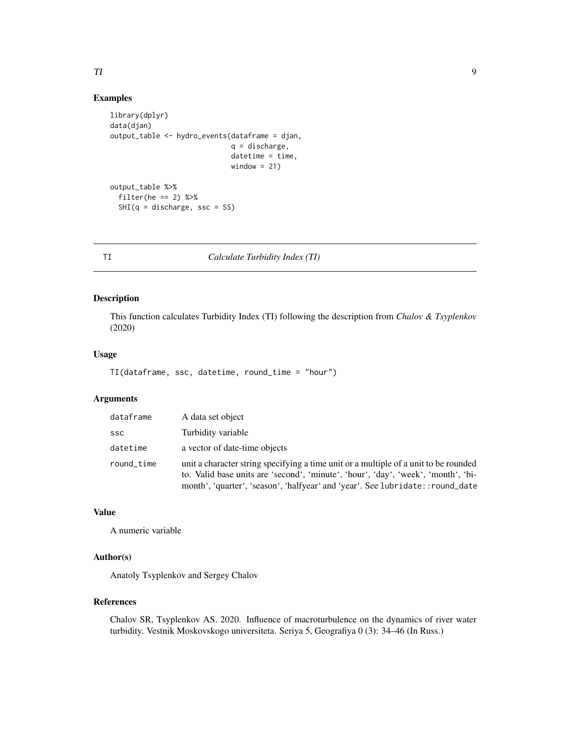## Examples

```
library(dplyr)
data(djan)
output_table <- hydro_events(dataframe = djan,
                             q = discharge,
                             datetime = time,
                             window = 21)

output_table %>%
  filter(he == 2) %>%
  SHI(q = discharge, ssc = SS)
```

---

TI *Calculate Turbidity Index (TI)*

---

## Description

This function calculates Turbidity Index (TI) following the description from *Chalov & Tsyplenkov* (2020)

## Usage

```
TI(dataframe, ssc, datetime, round_time = "hour")
```

## Arguments

| | |
|---|---|
| dataframe | A data set object |
| ssc | Turbidity variable |
| datetime | a vector of date-time objects |
| round_time | unit a character string specifying a time unit or a multiple of a unit to be rounded to. Valid base units are 'second', 'minute', 'hour', 'day', 'week', 'month', 'bimonth', 'quarter', 'season', 'halfyear' and 'year'. See `lubridate::round_date` |

## Value

A numeric variable

## Author(s)

Anatoly Tsyplenkov and Sergey Chalov

## References

Chalov SR, Tsyplenkov AS. 2020. Influence of macroturbulence on the dynamics of river water turbidity. Vestnik Moskovskogo universiteta. Seriya 5, Geografiya 0 (3): 34–46 (In Russ.)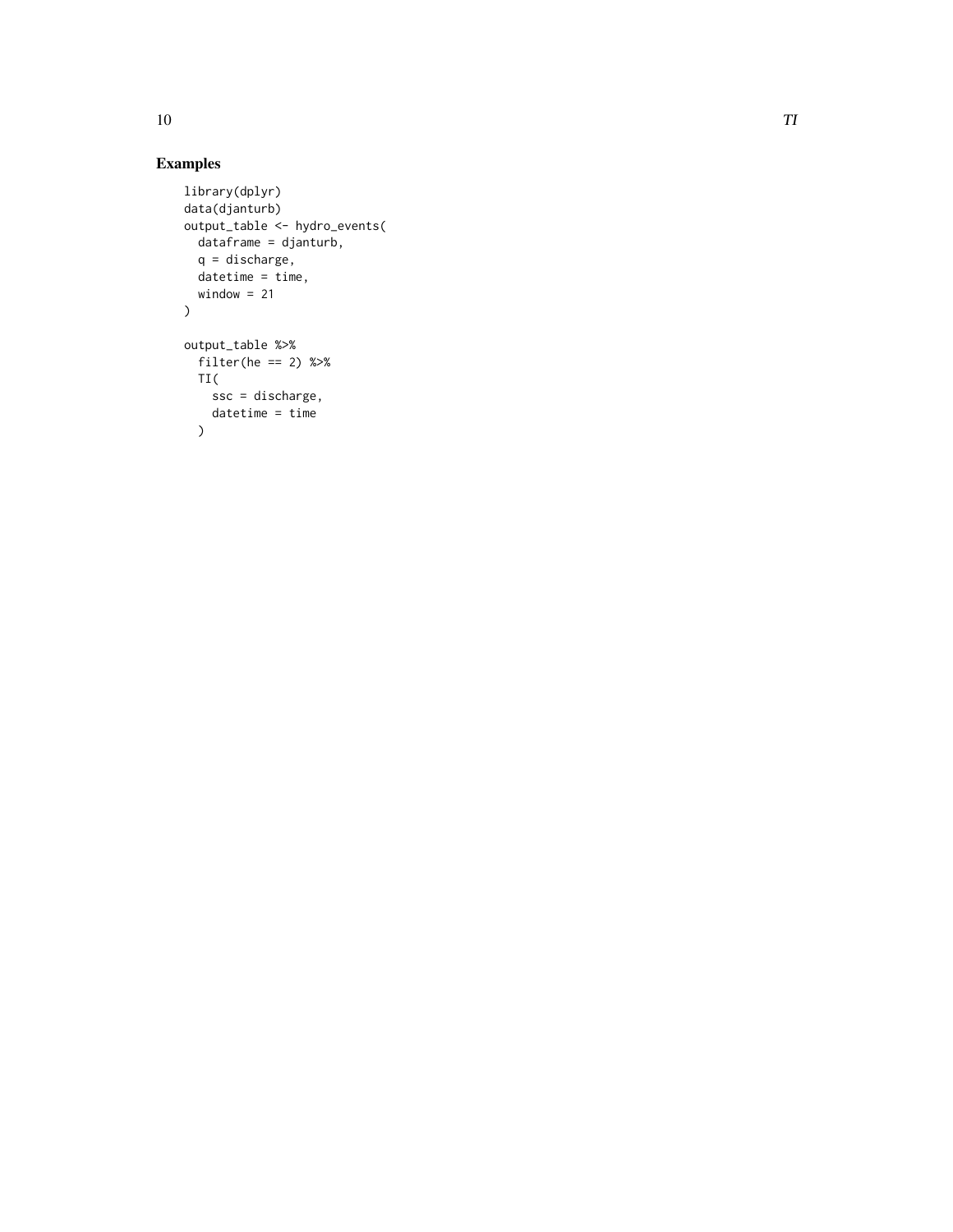## Examples

```
library(dplyr)
data(djanturb)
output_table <- hydro_events(
  dataframe = djanturb,
  q = discharge,
  datetime = time,
  window = 21
)

output_table %>%
  filter(he == 2) %>%
  TI(
    ssc = discharge,
    datetime = time
  )
```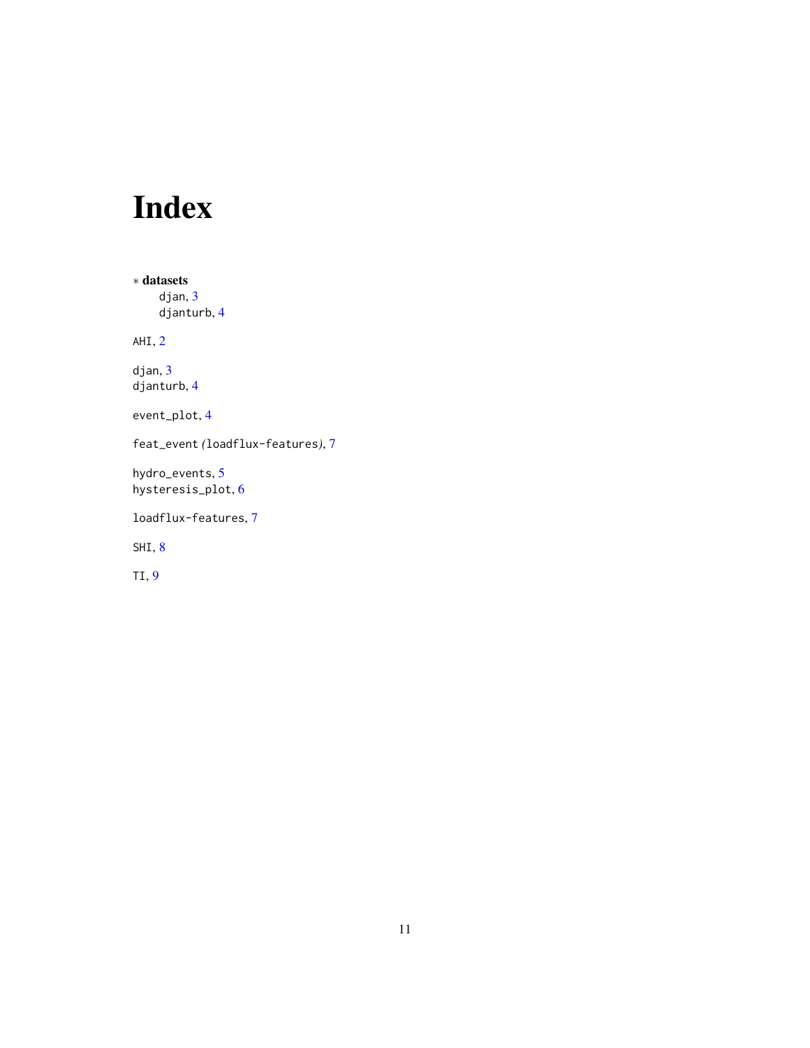# Index

∗ **datasets**

    djan, 3
    djanturb, 4

AHI, 2

djan, 3
djanturb, 4

event_plot, 4

feat_event (loadflux-features), 7

hydro_events, 5
hysteresis_plot, 6

loadflux-features, 7

SHI, 8

TI, 9